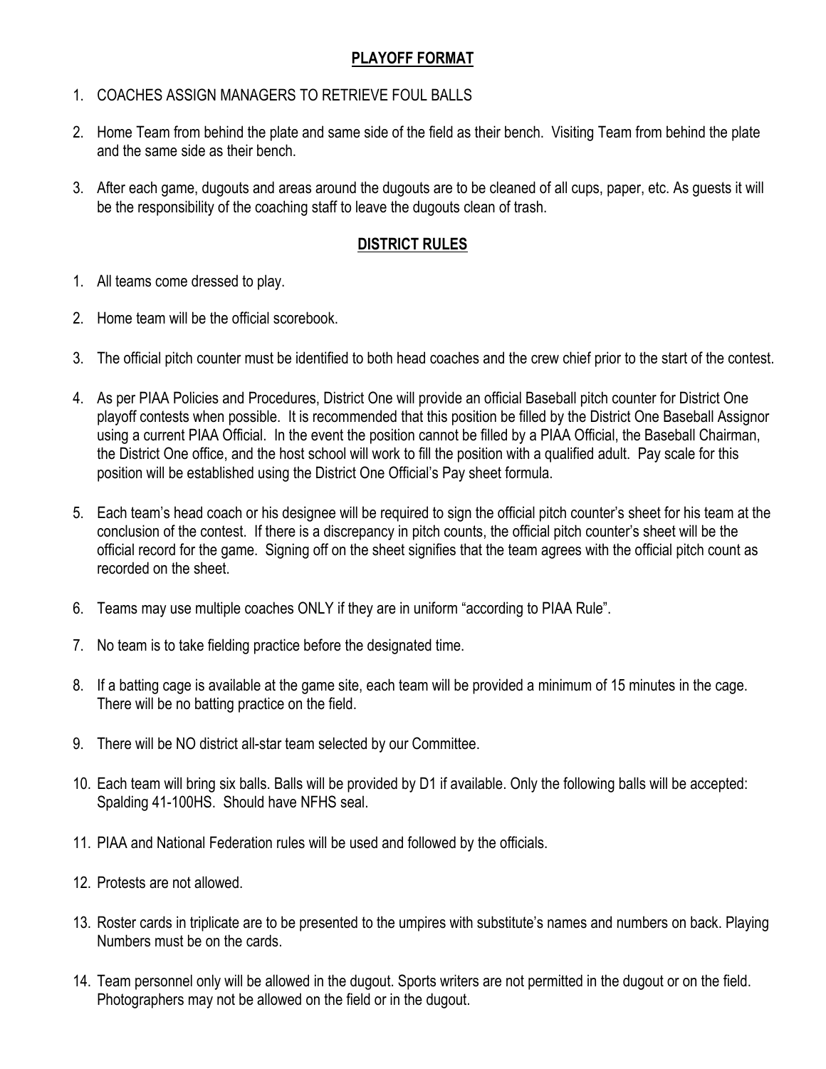## PLAYOFF FORMAT

1. COACHES ASSIGN MANAGERS TO RETRIEVE FOUL BALLS

2. Home Team from behind the plate and same side of the field as their bench. Visiting Team from behind the plate and the same side as their bench.

3. After each game, dugouts and areas around the dugouts are to be cleaned of all cups, paper, etc. As guests it will be the responsibility of the coaching staff to leave the dugouts clean of trash.

## DISTRICT RULES

1. All teams come dressed to play.

2. Home team will be the official scorebook.

3. The official pitch counter must be identified to both head coaches and the crew chief prior to the start of the contest.

4. As per PIAA Policies and Procedures, District One will provide an official Baseball pitch counter for District One playoff contests when possible. It is recommended that this position be filled by the District One Baseball Assignor using a current PIAA Official. In the event the position cannot be filled by a PIAA Official, the Baseball Chairman, the District One office, and the host school will work to fill the position with a qualified adult. Pay scale for this position will be established using the District One Official's Pay sheet formula.

5. Each team's head coach or his designee will be required to sign the official pitch counter's sheet for his team at the conclusion of the contest. If there is a discrepancy in pitch counts, the official pitch counter's sheet will be the official record for the game. Signing off on the sheet signifies that the team agrees with the official pitch count as recorded on the sheet.

6. Teams may use multiple coaches ONLY if they are in uniform "according to PIAA Rule".

7. No team is to take fielding practice before the designated time.

8. If a batting cage is available at the game site, each team will be provided a minimum of 15 minutes in the cage. There will be no batting practice on the field.

9. There will be NO district all-star team selected by our Committee.

10. Each team will bring six balls. Balls will be provided by D1 if available. Only the following balls will be accepted: Spalding 41-100HS. Should have NFHS seal.

11. PIAA and National Federation rules will be used and followed by the officials.

12. Protests are not allowed.

13. Roster cards in triplicate are to be presented to the umpires with substitute's names and numbers on back. Playing Numbers must be on the cards.

14. Team personnel only will be allowed in the dugout. Sports writers are not permitted in the dugout or on the field. Photographers may not be allowed on the field or in the dugout.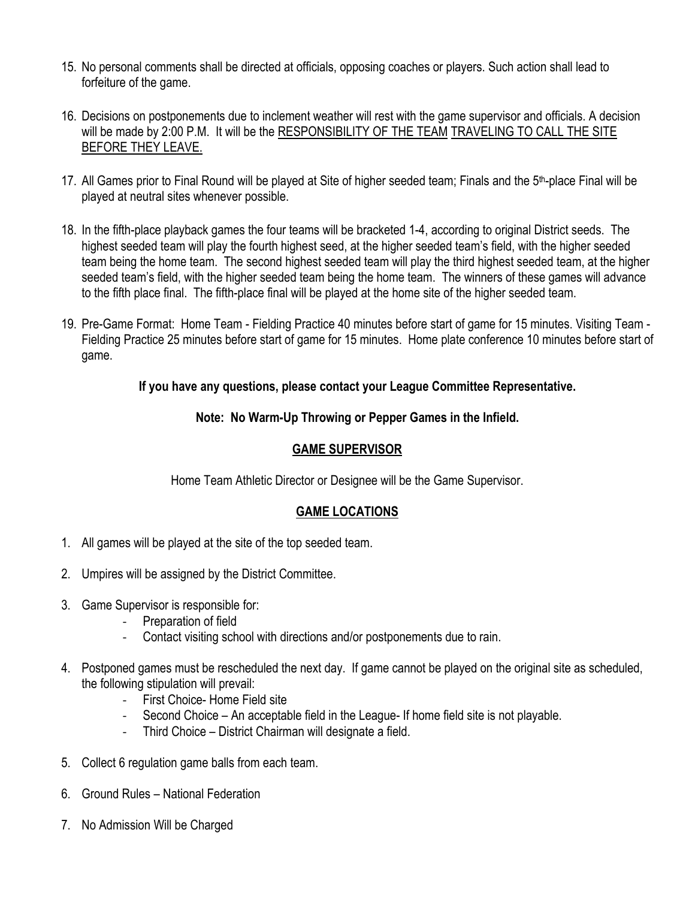15. No personal comments shall be directed at officials, opposing coaches or players. Such action shall lead to forfeiture of the game.

16. Decisions on postponements due to inclement weather will rest with the game supervisor and officials. A decision will be made by 2:00 P.M. It will be the <u>RESPONSIBILITY OF THE TEAM</u> <u>TRAVELING TO CALL THE SITE BEFORE THEY LEAVE.</u>

17. All Games prior to Final Round will be played at Site of higher seeded team; Finals and the 5th-place Final will be played at neutral sites whenever possible.

18. In the fifth-place playback games the four teams will be bracketed 1-4, according to original District seeds. The highest seeded team will play the fourth highest seed, at the higher seeded team's field, with the higher seeded team being the home team. The second highest seeded team will play the third highest seeded team, at the higher seeded team's field, with the higher seeded team being the home team. The winners of these games will advance to the fifth place final. The fifth-place final will be played at the home site of the higher seeded team.

19. Pre-Game Format: Home Team - Fielding Practice 40 minutes before start of game for 15 minutes. Visiting Team - Fielding Practice 25 minutes before start of game for 15 minutes. Home plate conference 10 minutes before start of game.

**If you have any questions, please contact your League Committee Representative.**

**Note: No Warm-Up Throwing or Pepper Games in the Infield.**

## <u>GAME SUPERVISOR</u>

Home Team Athletic Director or Designee will be the Game Supervisor.

## <u>GAME LOCATIONS</u>

1. All games will be played at the site of the top seeded team.

2. Umpires will be assigned by the District Committee.

3. Game Supervisor is responsible for:
   - Preparation of field
   - Contact visiting school with directions and/or postponements due to rain.

4. Postponed games must be rescheduled the next day. If game cannot be played on the original site as scheduled, the following stipulation will prevail:
   - First Choice- Home Field site
   - Second Choice – An acceptable field in the League- If home field site is not playable.
   - Third Choice – District Chairman will designate a field.

5. Collect 6 regulation game balls from each team.

6. Ground Rules – National Federation

7. No Admission Will be Charged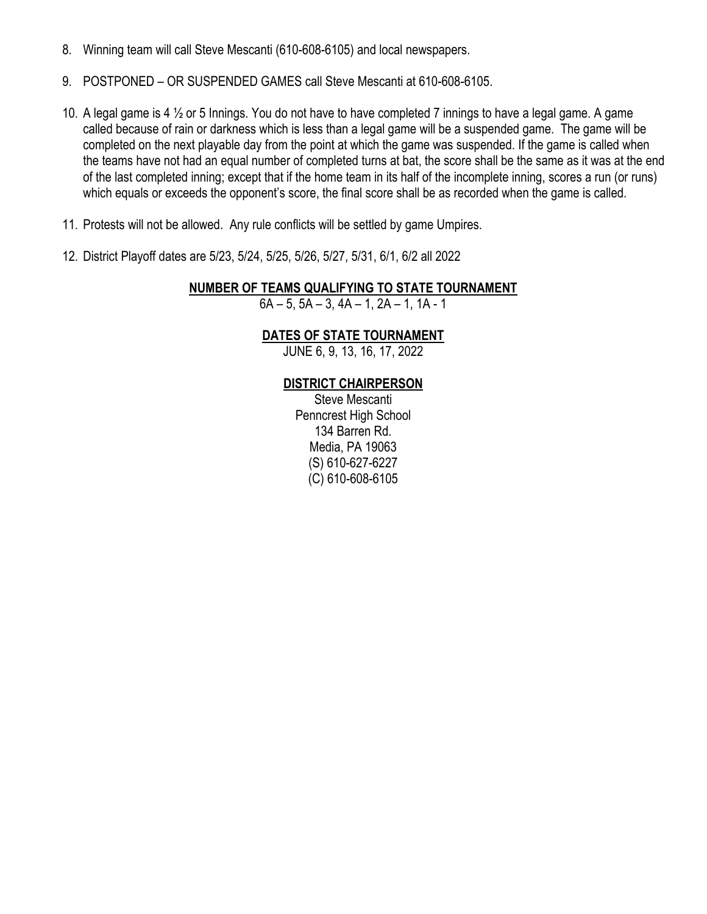8. Winning team will call Steve Mescanti (610-608-6105) and local newspapers.

9. POSTPONED – OR SUSPENDED GAMES call Steve Mescanti at 610-608-6105.

10. A legal game is 4 ½ or 5 Innings. You do not have to have completed 7 innings to have a legal game. A game called because of rain or darkness which is less than a legal game will be a suspended game. The game will be completed on the next playable day from the point at which the game was suspended. If the game is called when the teams have not had an equal number of completed turns at bat, the score shall be the same as it was at the end of the last completed inning; except that if the home team in its half of the incomplete inning, scores a run (or runs) which equals or exceeds the opponent's score, the final score shall be as recorded when the game is called.

11. Protests will not be allowed. Any rule conflicts will be settled by game Umpires.

12. District Playoff dates are 5/23, 5/24, 5/25, 5/26, 5/27, 5/31, 6/1, 6/2 all 2022

**NUMBER OF TEAMS QUALIFYING TO STATE TOURNAMENT**

6A – 5, 5A – 3, 4A – 1, 2A – 1, 1A - 1

**DATES OF STATE TOURNAMENT**

JUNE 6, 9, 13, 16, 17, 2022

**DISTRICT CHAIRPERSON**

Steve Mescanti
Penncrest High School
134 Barren Rd.
Media, PA 19063
(S) 610-627-6227
(C) 610-608-6105